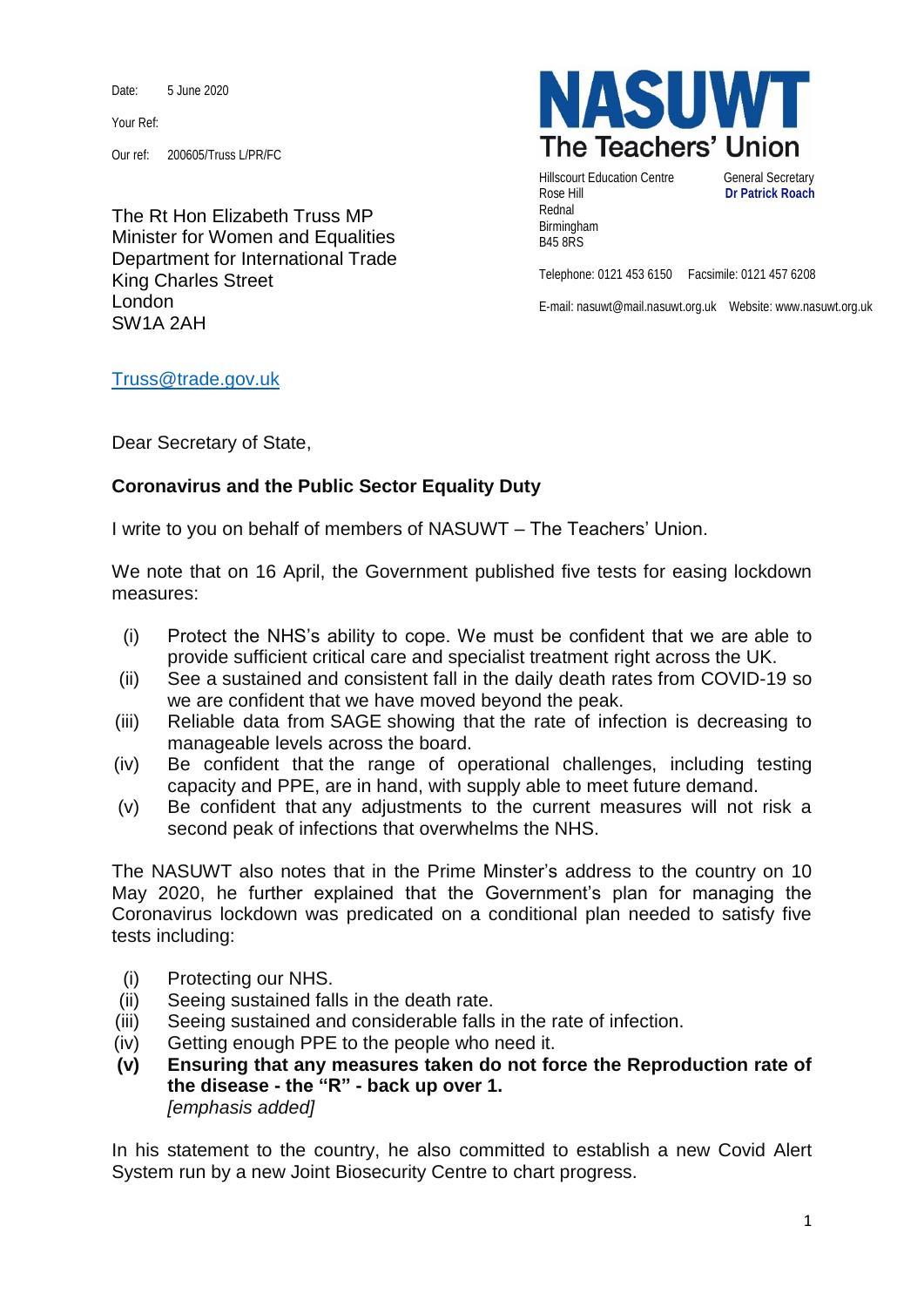Date: 5 June 2020

Your Ref:

Our ref: 200605/Truss L/PR/FC

**NASUWT**
**The Teachers' Union**

Hillscourt Education Centre
Rose Hill
Rednal
Birmingham
B45 8RS

General Secretary
**Dr Patrick Roach**

Telephone: 0121 453 6150 Facsimile: 0121 457 6208

E-mail: nasuwt@mail.nasuwt.org.uk Website: www.nasuwt.org.uk

The Rt Hon Elizabeth Truss MP
Minister for Women and Equalities
Department for International Trade
King Charles Street
London
SW1A 2AH

Truss@trade.gov.uk

Dear Secretary of State,

**Coronavirus and the Public Sector Equality Duty**

I write to you on behalf of members of NASUWT – The Teachers' Union.

We note that on 16 April, the Government published five tests for easing lockdown measures:

(i) Protect the NHS's ability to cope. We must be confident that we are able to provide sufficient critical care and specialist treatment right across the UK.
(ii) See a sustained and consistent fall in the daily death rates from COVID-19 so we are confident that we have moved beyond the peak.
(iii) Reliable data from SAGE showing that the rate of infection is decreasing to manageable levels across the board.
(iv) Be confident that the range of operational challenges, including testing capacity and PPE, are in hand, with supply able to meet future demand.
(v) Be confident that any adjustments to the current measures will not risk a second peak of infections that overwhelms the NHS.

The NASUWT also notes that in the Prime Minister's address to the country on 10 May 2020, he further explained that the Government's plan for managing the Coronavirus lockdown was predicated on a conditional plan needed to satisfy five tests including:

(i) Protecting our NHS.
(ii) Seeing sustained falls in the death rate.
(iii) Seeing sustained and considerable falls in the rate of infection.
(iv) Getting enough PPE to the people who need it.
**(v) Ensuring that any measures taken do not force the Reproduction rate of the disease - the "R" - back up over 1.**
*[emphasis added]*

In his statement to the country, he also committed to establish a new Covid Alert System run by a new Joint Biosecurity Centre to chart progress.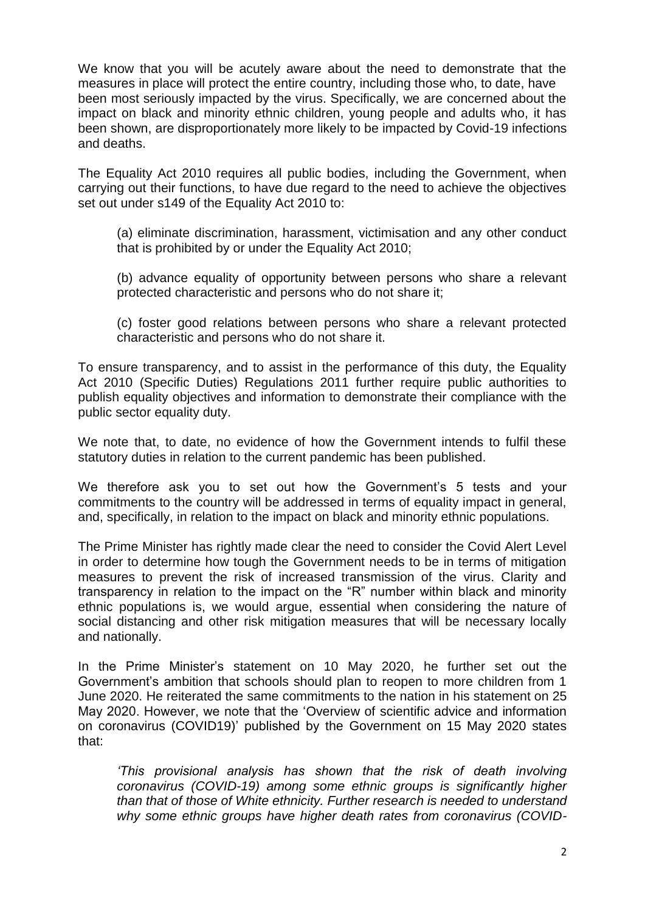We know that you will be acutely aware about the need to demonstrate that the measures in place will protect the entire country, including those who, to date, have been most seriously impacted by the virus. Specifically, we are concerned about the impact on black and minority ethnic children, young people and adults who, it has been shown, are disproportionately more likely to be impacted by Covid-19 infections and deaths.

The Equality Act 2010 requires all public bodies, including the Government, when carrying out their functions, to have due regard to the need to achieve the objectives set out under s149 of the Equality Act 2010 to:

> (a) eliminate discrimination, harassment, victimisation and any other conduct that is prohibited by or under the Equality Act 2010;
>
> (b) advance equality of opportunity between persons who share a relevant protected characteristic and persons who do not share it;
>
> (c) foster good relations between persons who share a relevant protected characteristic and persons who do not share it.

To ensure transparency, and to assist in the performance of this duty, the Equality Act 2010 (Specific Duties) Regulations 2011 further require public authorities to publish equality objectives and information to demonstrate their compliance with the public sector equality duty.

We note that, to date, no evidence of how the Government intends to fulfil these statutory duties in relation to the current pandemic has been published.

We therefore ask you to set out how the Government's 5 tests and your commitments to the country will be addressed in terms of equality impact in general, and, specifically, in relation to the impact on black and minority ethnic populations.

The Prime Minister has rightly made clear the need to consider the Covid Alert Level in order to determine how tough the Government needs to be in terms of mitigation measures to prevent the risk of increased transmission of the virus. Clarity and transparency in relation to the impact on the "R" number within black and minority ethnic populations is, we would argue, essential when considering the nature of social distancing and other risk mitigation measures that will be necessary locally and nationally.

In the Prime Minister's statement on 10 May 2020, he further set out the Government's ambition that schools should plan to reopen to more children from 1 June 2020. He reiterated the same commitments to the nation in his statement on 25 May 2020. However, we note that the 'Overview of scientific advice and information on coronavirus (COVID19)' published by the Government on 15 May 2020 states that:

> *'This provisional analysis has shown that the risk of death involving coronavirus (COVID-19) among some ethnic groups is significantly higher than that of those of White ethnicity. Further research is needed to understand why some ethnic groups have higher death rates from coronavirus (COVID-*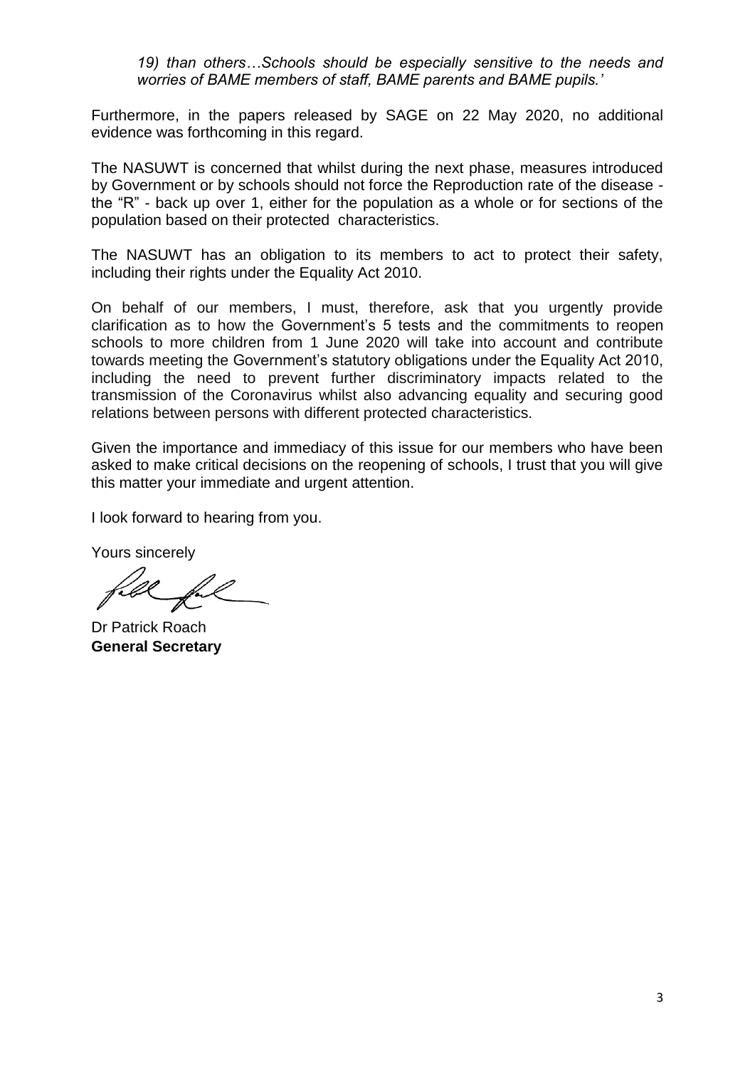*19) than others…Schools should be especially sensitive to the needs and worries of BAME members of staff, BAME parents and BAME pupils.'*

Furthermore, in the papers released by SAGE on 22 May 2020, no additional evidence was forthcoming in this regard.

The NASUWT is concerned that whilst during the next phase, measures introduced by Government or by schools should not force the Reproduction rate of the disease - the "R" - back up over 1, either for the population as a whole or for sections of the population based on their protected characteristics.

The NASUWT has an obligation to its members to act to protect their safety, including their rights under the Equality Act 2010.

On behalf of our members, I must, therefore, ask that you urgently provide clarification as to how the Government's 5 tests and the commitments to reopen schools to more children from 1 June 2020 will take into account and contribute towards meeting the Government's statutory obligations under the Equality Act 2010, including the need to prevent further discriminatory impacts related to the transmission of the Coronavirus whilst also advancing equality and securing good relations between persons with different protected characteristics.

Given the importance and immediacy of this issue for our members who have been asked to make critical decisions on the reopening of schools, I trust that you will give this matter your immediate and urgent attention.

I look forward to hearing from you.

Yours sincerely

Dr Patrick Roach
**General Secretary**